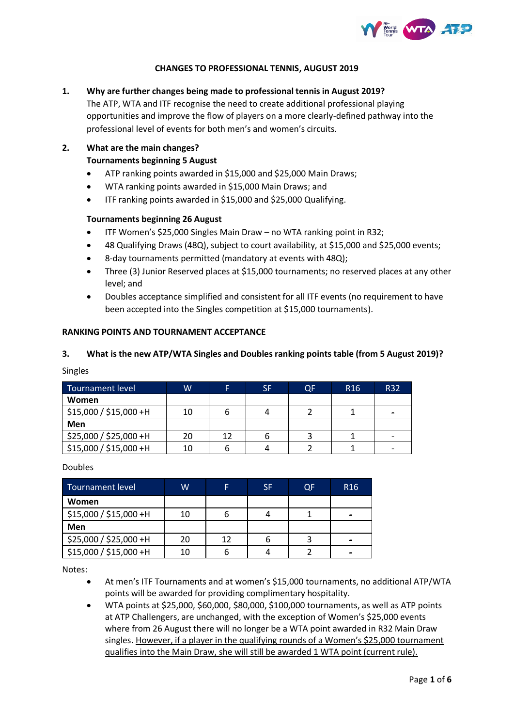**CHANGES TO PROFESSIONAL TENNIS, AUGUST 2019**

**1. Why are further changes being made to professional tennis in August 2019?**

The ATP, WTA and ITF recognise the need to create additional professional playing opportunities and improve the flow of players on a more clearly-defined pathway into the professional level of events for both men's and women's circuits.

**2. What are the main changes?**

**Tournaments beginning 5 August**

- ATP ranking points awarded in $15,000 and $25,000 Main Draws;
- WTA ranking points awarded in $15,000 Main Draws; and
- ITF ranking points awarded in $15,000 and $25,000 Qualifying.

**Tournaments beginning 26 August**

- ITF Women's $25,000 Singles Main Draw – no WTA ranking point in R32;
- 48 Qualifying Draws (48Q), subject to court availability, at $15,000 and $25,000 events;
- 8-day tournaments permitted (mandatory at events with 48Q);
- Three (3) Junior Reserved places at $15,000 tournaments; no reserved places at any other level; and
- Doubles acceptance simplified and consistent for all ITF events (no requirement to have been accepted into the Singles competition at $15,000 tournaments).

**RANKING POINTS AND TOURNAMENT ACCEPTANCE**

**3. What is the new ATP/WTA Singles and Doubles ranking points table (from 5 August 2019)?**

Singles

| Tournament level | W | F | SF | QF | R16 | R32 |
|---|---|---|---|---|---|---|
| **Women** | | | | | | |
| $15,000 / $15,000 +H | 10 | 6 | 4 | 2 | 1 | - |
| **Men** | | | | | | |
| $25,000 / $25,000 +H | 20 | 12 | 6 | 3 | 1 | - |
| $15,000 / $15,000 +H | 10 | 6 | 4 | 2 | 1 | - |

Doubles

| Tournament level | W | F | SF | QF | R16 |
|---|---|---|---|---|---|
| **Women** | | | | | |
| $15,000 / $15,000 +H | 10 | 6 | 4 | 1 | - |
| **Men** | | | | | |
| $25,000 / $25,000 +H | 20 | 12 | 6 | 3 | - |
| $15,000 / $15,000 +H | 10 | 6 | 4 | 2 | - |

Notes:

- At men's ITF Tournaments and at women's $15,000 tournaments, no additional ATP/WTA points will be awarded for providing complimentary hospitality.
- WTA points at $25,000, $60,000, $80,000, $100,000 tournaments, as well as ATP points at ATP Challengers, are unchanged, with the exception of Women's $25,000 events where from 26 August there will no longer be a WTA point awarded in R32 Main Draw singles. <u>However, if a player in the qualifying rounds of a Women's $25,000 tournament qualifies into the Main Draw, she will still be awarded 1 WTA point (current rule).</u>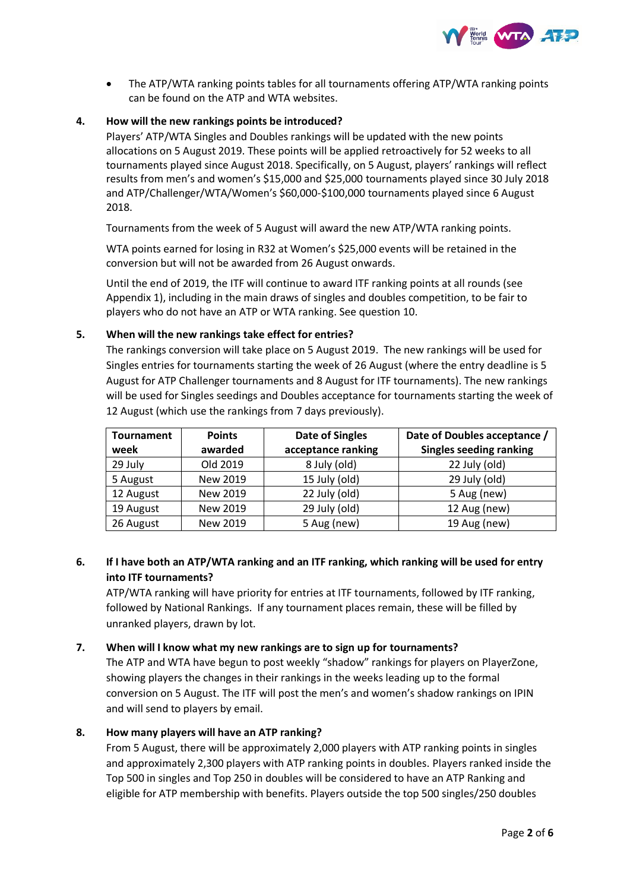- The ATP/WTA ranking points tables for all tournaments offering ATP/WTA ranking points can be found on the ATP and WTA websites.

**4. How will the new rankings points be introduced?**

Players' ATP/WTA Singles and Doubles rankings will be updated with the new points allocations on 5 August 2019. These points will be applied retroactively for 52 weeks to all tournaments played since August 2018. Specifically, on 5 August, players' rankings will reflect results from men's and women's $15,000 and $25,000 tournaments played since 30 July 2018 and ATP/Challenger/WTA/Women's $60,000-$100,000 tournaments played since 6 August 2018.

Tournaments from the week of 5 August will award the new ATP/WTA ranking points.

WTA points earned for losing in R32 at Women's $25,000 events will be retained in the conversion but will not be awarded from 26 August onwards.

Until the end of 2019, the ITF will continue to award ITF ranking points at all rounds (see Appendix 1), including in the main draws of singles and doubles competition, to be fair to players who do not have an ATP or WTA ranking. See question 10.

**5. When will the new rankings take effect for entries?**

The rankings conversion will take place on 5 August 2019. The new rankings will be used for Singles entries for tournaments starting the week of 26 August (where the entry deadline is 5 August for ATP Challenger tournaments and 8 August for ITF tournaments). The new rankings will be used for Singles seedings and Doubles acceptance for tournaments starting the week of 12 August (which use the rankings from 7 days previously).

| Tournament week | Points awarded | Date of Singles acceptance ranking | Date of Doubles acceptance / Singles seeding ranking |
|---|---|---|---|
| 29 July | Old 2019 | 8 July (old) | 22 July (old) |
| 5 August | New 2019 | 15 July (old) | 29 July (old) |
| 12 August | New 2019 | 22 July (old) | 5 Aug (new) |
| 19 August | New 2019 | 29 July (old) | 12 Aug (new) |
| 26 August | New 2019 | 5 Aug (new) | 19 Aug (new) |

**6. If I have both an ATP/WTA ranking and an ITF ranking, which ranking will be used for entry into ITF tournaments?**

ATP/WTA ranking will have priority for entries at ITF tournaments, followed by ITF ranking, followed by National Rankings. If any tournament places remain, these will be filled by unranked players, drawn by lot.

**7. When will I know what my new rankings are to sign up for tournaments?**

The ATP and WTA have begun to post weekly "shadow" rankings for players on PlayerZone, showing players the changes in their rankings in the weeks leading up to the formal conversion on 5 August. The ITF will post the men's and women's shadow rankings on IPIN and will send to players by email.

**8. How many players will have an ATP ranking?**

From 5 August, there will be approximately 2,000 players with ATP ranking points in singles and approximately 2,300 players with ATP ranking points in doubles. Players ranked inside the Top 500 in singles and Top 250 in doubles will be considered to have an ATP Ranking and eligible for ATP membership with benefits. Players outside the top 500 singles/250 doubles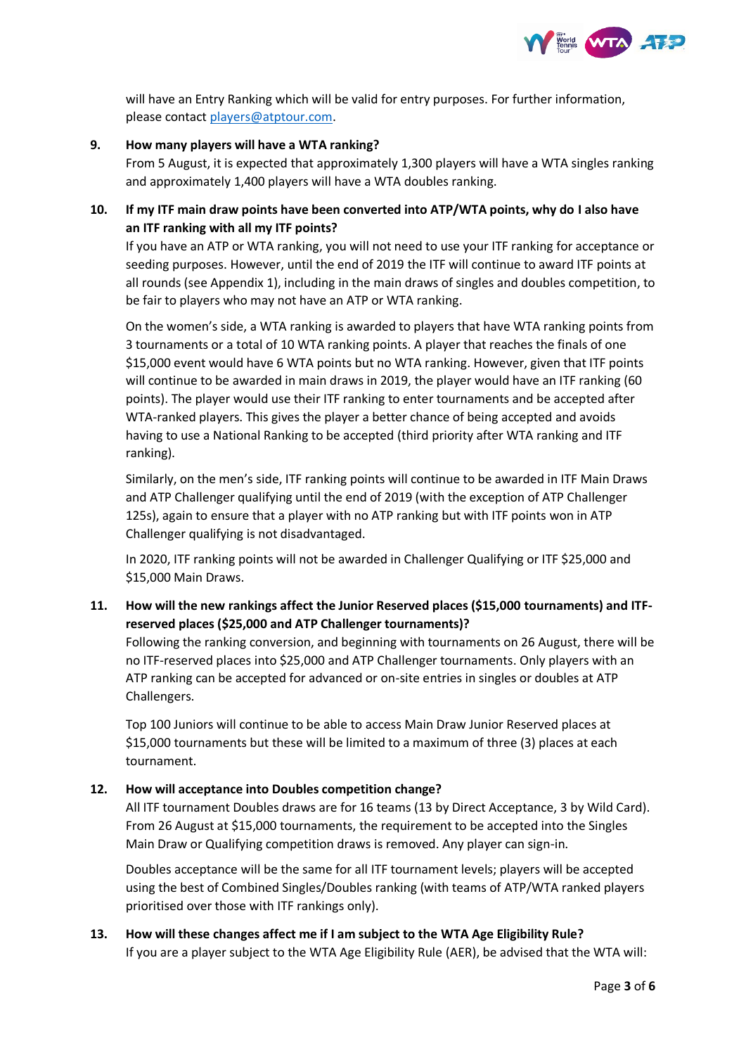will have an Entry Ranking which will be valid for entry purposes. For further information, please contact players@atptour.com.

**9. How many players will have a WTA ranking?**

From 5 August, it is expected that approximately 1,300 players will have a WTA singles ranking and approximately 1,400 players will have a WTA doubles ranking.

**10. If my ITF main draw points have been converted into ATP/WTA points, why do I also have an ITF ranking with all my ITF points?**

If you have an ATP or WTA ranking, you will not need to use your ITF ranking for acceptance or seeding purposes. However, until the end of 2019 the ITF will continue to award ITF points at all rounds (see Appendix 1), including in the main draws of singles and doubles competition, to be fair to players who may not have an ATP or WTA ranking.

On the women's side, a WTA ranking is awarded to players that have WTA ranking points from 3 tournaments or a total of 10 WTA ranking points. A player that reaches the finals of one $15,000 event would have 6 WTA points but no WTA ranking. However, given that ITF points will continue to be awarded in main draws in 2019, the player would have an ITF ranking (60 points). The player would use their ITF ranking to enter tournaments and be accepted after WTA-ranked players. This gives the player a better chance of being accepted and avoids having to use a National Ranking to be accepted (third priority after WTA ranking and ITF ranking).

Similarly, on the men's side, ITF ranking points will continue to be awarded in ITF Main Draws and ATP Challenger qualifying until the end of 2019 (with the exception of ATP Challenger 125s), again to ensure that a player with no ATP ranking but with ITF points won in ATP Challenger qualifying is not disadvantaged.

In 2020, ITF ranking points will not be awarded in Challenger Qualifying or ITF $25,000 and $15,000 Main Draws.

**11. How will the new rankings affect the Junior Reserved places ($15,000 tournaments) and ITF-reserved places ($25,000 and ATP Challenger tournaments)?**

Following the ranking conversion, and beginning with tournaments on 26 August, there will be no ITF-reserved places into $25,000 and ATP Challenger tournaments. Only players with an ATP ranking can be accepted for advanced or on-site entries in singles or doubles at ATP Challengers.

Top 100 Juniors will continue to be able to access Main Draw Junior Reserved places at $15,000 tournaments but these will be limited to a maximum of three (3) places at each tournament.

**12. How will acceptance into Doubles competition change?**

All ITF tournament Doubles draws are for 16 teams (13 by Direct Acceptance, 3 by Wild Card). From 26 August at $15,000 tournaments, the requirement to be accepted into the Singles Main Draw or Qualifying competition draws is removed. Any player can sign-in.

Doubles acceptance will be the same for all ITF tournament levels; players will be accepted using the best of Combined Singles/Doubles ranking (with teams of ATP/WTA ranked players prioritised over those with ITF rankings only).

**13. How will these changes affect me if I am subject to the WTA Age Eligibility Rule?**

If you are a player subject to the WTA Age Eligibility Rule (AER), be advised that the WTA will: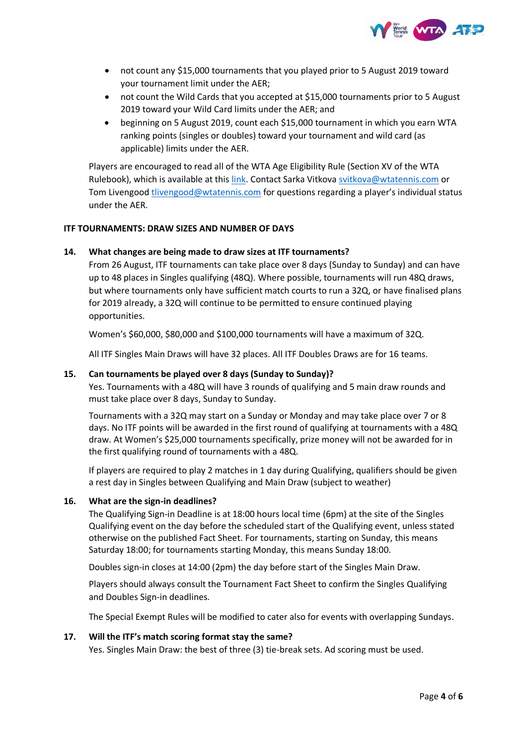- not count any $15,000 tournaments that you played prior to 5 August 2019 toward your tournament limit under the AER;
- not count the Wild Cards that you accepted at $15,000 tournaments prior to 5 August 2019 toward your Wild Card limits under the AER; and
- beginning on 5 August 2019, count each $15,000 tournament in which you earn WTA ranking points (singles or doubles) toward your tournament and wild card (as applicable) limits under the AER.

Players are encouraged to read all of the WTA Age Eligibility Rule (Section XV of the WTA Rulebook), which is available at this link. Contact Sarka Vitkova svitkova@wtatennis.com or Tom Livengood tlivengood@wtatennis.com for questions regarding a player's individual status under the AER.

**ITF TOURNAMENTS: DRAW SIZES AND NUMBER OF DAYS**

**14. What changes are being made to draw sizes at ITF tournaments?**

From 26 August, ITF tournaments can take place over 8 days (Sunday to Sunday) and can have up to 48 places in Singles qualifying (48Q). Where possible, tournaments will run 48Q draws, but where tournaments only have sufficient match courts to run a 32Q, or have finalised plans for 2019 already, a 32Q will continue to be permitted to ensure continued playing opportunities.

Women's $60,000, $80,000 and $100,000 tournaments will have a maximum of 32Q.

All ITF Singles Main Draws will have 32 places. All ITF Doubles Draws are for 16 teams.

**15. Can tournaments be played over 8 days (Sunday to Sunday)?**

Yes. Tournaments with a 48Q will have 3 rounds of qualifying and 5 main draw rounds and must take place over 8 days, Sunday to Sunday.

Tournaments with a 32Q may start on a Sunday or Monday and may take place over 7 or 8 days. No ITF points will be awarded in the first round of qualifying at tournaments with a 48Q draw. At Women's $25,000 tournaments specifically, prize money will not be awarded for in the first qualifying round of tournaments with a 48Q.

If players are required to play 2 matches in 1 day during Qualifying, qualifiers should be given a rest day in Singles between Qualifying and Main Draw (subject to weather)

**16. What are the sign-in deadlines?**

The Qualifying Sign-in Deadline is at 18:00 hours local time (6pm) at the site of the Singles Qualifying event on the day before the scheduled start of the Qualifying event, unless stated otherwise on the published Fact Sheet. For tournaments, starting on Sunday, this means Saturday 18:00; for tournaments starting Monday, this means Sunday 18:00.

Doubles sign-in closes at 14:00 (2pm) the day before start of the Singles Main Draw.

Players should always consult the Tournament Fact Sheet to confirm the Singles Qualifying and Doubles Sign-in deadlines.

The Special Exempt Rules will be modified to cater also for events with overlapping Sundays.

**17. Will the ITF's match scoring format stay the same?**

Yes. Singles Main Draw: the best of three (3) tie-break sets. Ad scoring must be used.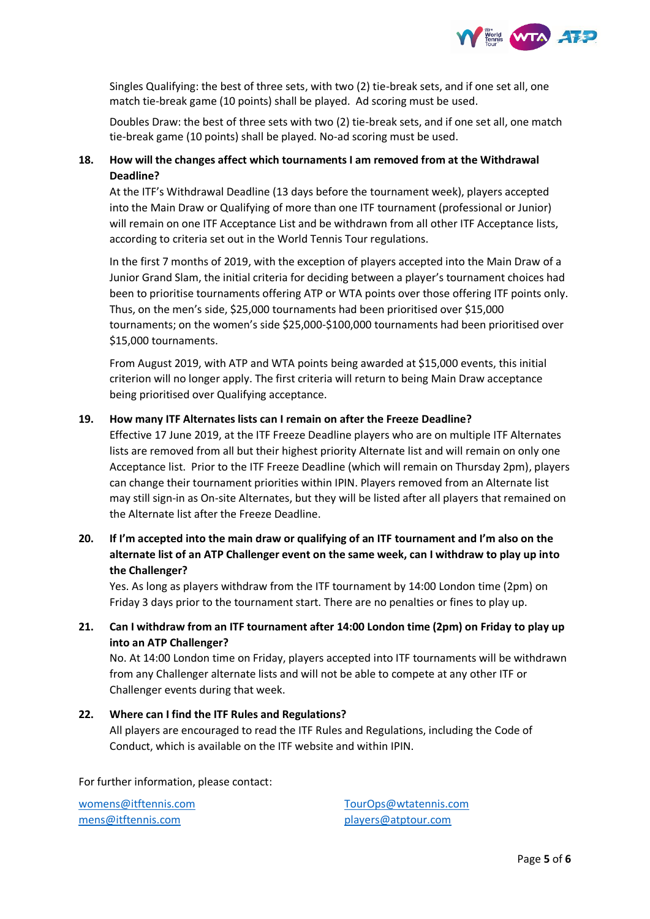Singles Qualifying: the best of three sets, with two (2) tie-break sets, and if one set all, one match tie-break game (10 points) shall be played. Ad scoring must be used.

Doubles Draw: the best of three sets with two (2) tie-break sets, and if one set all, one match tie-break game (10 points) shall be played. No-ad scoring must be used.

**18. How will the changes affect which tournaments I am removed from at the Withdrawal Deadline?**

At the ITF's Withdrawal Deadline (13 days before the tournament week), players accepted into the Main Draw or Qualifying of more than one ITF tournament (professional or Junior) will remain on one ITF Acceptance List and be withdrawn from all other ITF Acceptance lists, according to criteria set out in the World Tennis Tour regulations.

In the first 7 months of 2019, with the exception of players accepted into the Main Draw of a Junior Grand Slam, the initial criteria for deciding between a player's tournament choices had been to prioritise tournaments offering ATP or WTA points over those offering ITF points only. Thus, on the men's side, $25,000 tournaments had been prioritised over $15,000 tournaments; on the women's side $25,000-$100,000 tournaments had been prioritised over $15,000 tournaments.

From August 2019, with ATP and WTA points being awarded at $15,000 events, this initial criterion will no longer apply. The first criteria will return to being Main Draw acceptance being prioritised over Qualifying acceptance.

**19. How many ITF Alternates lists can I remain on after the Freeze Deadline?**

Effective 17 June 2019, at the ITF Freeze Deadline players who are on multiple ITF Alternates lists are removed from all but their highest priority Alternate list and will remain on only one Acceptance list. Prior to the ITF Freeze Deadline (which will remain on Thursday 2pm), players can change their tournament priorities within IPIN. Players removed from an Alternate list may still sign-in as On-site Alternates, but they will be listed after all players that remained on the Alternate list after the Freeze Deadline.

**20. If I'm accepted into the main draw or qualifying of an ITF tournament and I'm also on the alternate list of an ATP Challenger event on the same week, can I withdraw to play up into the Challenger?**

Yes. As long as players withdraw from the ITF tournament by 14:00 London time (2pm) on Friday 3 days prior to the tournament start. There are no penalties or fines to play up.

**21. Can I withdraw from an ITF tournament after 14:00 London time (2pm) on Friday to play up into an ATP Challenger?**

No. At 14:00 London time on Friday, players accepted into ITF tournaments will be withdrawn from any Challenger alternate lists and will not be able to compete at any other ITF or Challenger events during that week.

**22. Where can I find the ITF Rules and Regulations?**

All players are encouraged to read the ITF Rules and Regulations, including the Code of Conduct, which is available on the ITF website and within IPIN.

For further information, please contact:

womens@itftennis.com
mens@itftennis.com

TourOps@wtatennis.com
players@atptour.com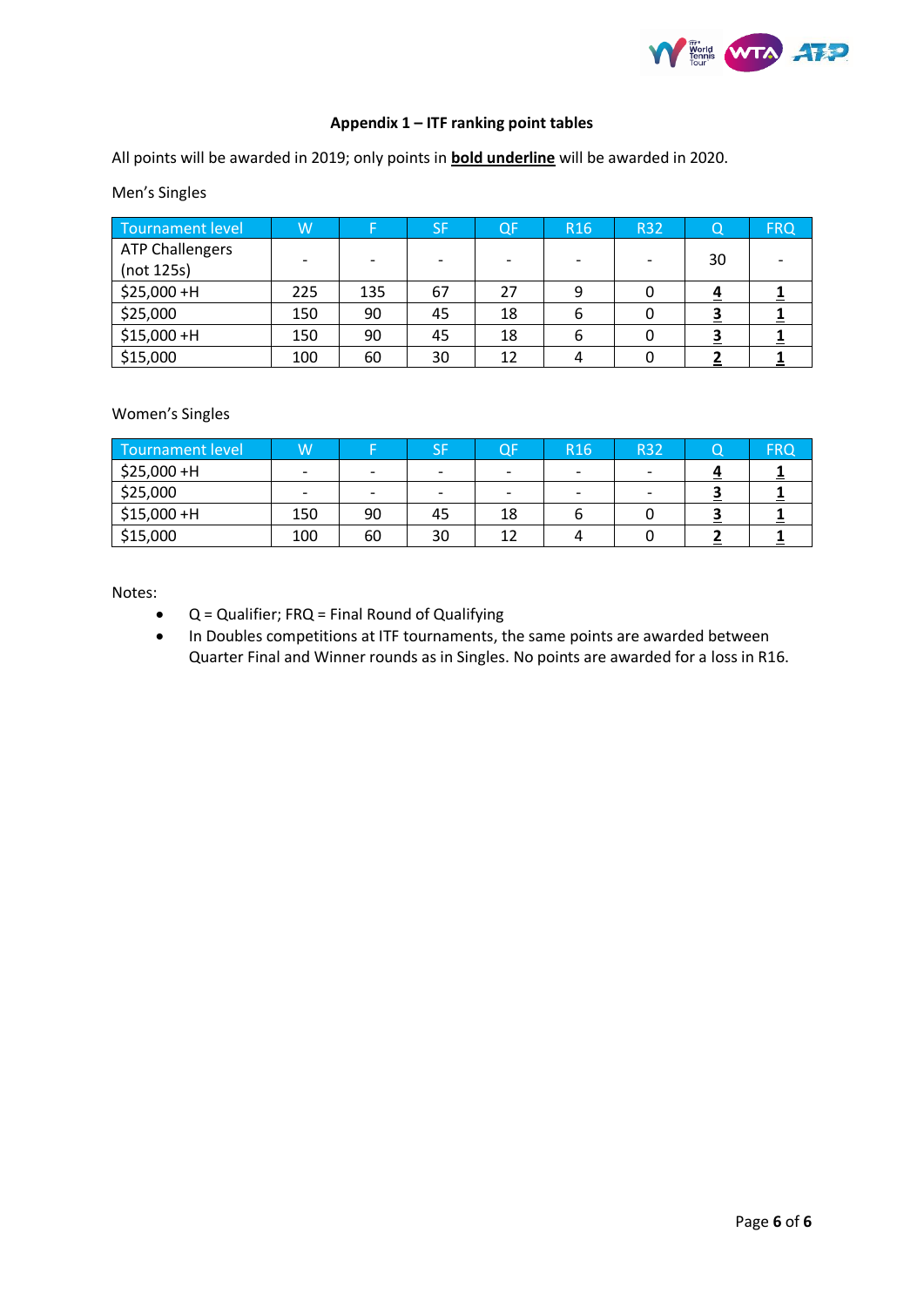**Appendix 1 – ITF ranking point tables**

All points will be awarded in 2019; only points in **<u>bold underline</u>** will be awarded in 2020.

Men's Singles

| Tournament level | W | F | SF | QF | R16 | R32 | Q | FRQ |
|---|---|---|---|---|---|---|---|---|
| ATP Challengers (not 125s) | - | - | - | - | - | - | 30 | - |
| $25,000 +H | 225 | 135 | 67 | 27 | 9 | 0 | **<u>4</u>** | **<u>1</u>** |
| $25,000 | 150 | 90 | 45 | 18 | 6 | 0 | **<u>3</u>** | **<u>1</u>** |
| $15,000 +H | 150 | 90 | 45 | 18 | 6 | 0 | **<u>3</u>** | **<u>1</u>** |
| $15,000 | 100 | 60 | 30 | 12 | 4 | 0 | **<u>2</u>** | **<u>1</u>** |

Women's Singles

| Tournament level | W | F | SF | QF | R16 | R32 | Q | FRQ |
|---|---|---|---|---|---|---|---|---|
| $25,000 +H | - | - | - | - | - | - | **<u>4</u>** | **<u>1</u>** |
| $25,000 | - | - | - | - | - | - | **<u>3</u>** | **<u>1</u>** |
| $15,000 +H | 150 | 90 | 45 | 18 | 6 | 0 | **<u>3</u>** | **<u>1</u>** |
| $15,000 | 100 | 60 | 30 | 12 | 4 | 0 | **<u>2</u>** | **<u>1</u>** |

Notes:

- Q = Qualifier; FRQ = Final Round of Qualifying
- In Doubles competitions at ITF tournaments, the same points are awarded between Quarter Final and Winner rounds as in Singles. No points are awarded for a loss in R16.